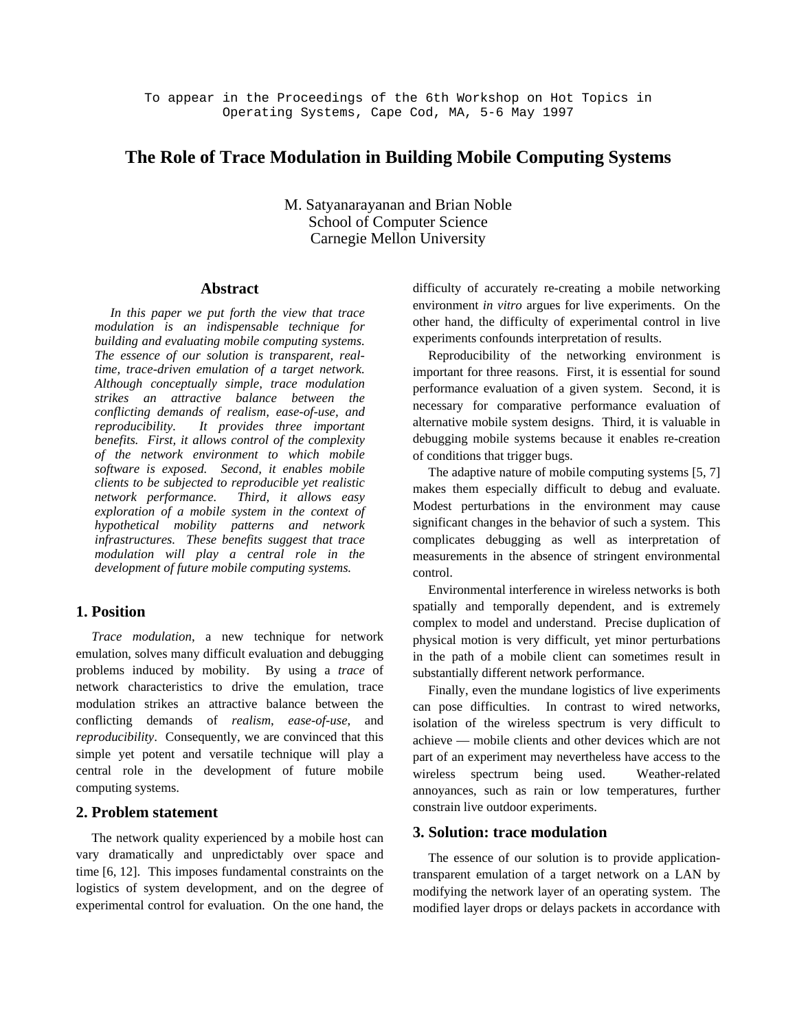To appear in the Proceedings of the 6th Workshop on Hot Topics in Operating Systems, Cape Cod, MA, 5-6 May 1997

# The Role of Trace Modulation in Building Mobile Computing Systems

M. Satyanarayanan and Brian Noble
School of Computer Science
Carnegie Mellon University

## Abstract

*In this paper we put forth the view that trace modulation is an indispensable technique for building and evaluating mobile computing systems. The essence of our solution is transparent, real-time, trace-driven emulation of a target network. Although conceptually simple, trace modulation strikes an attractive balance between the conflicting demands of realism, ease-of-use, and reproducibility. It provides three important benefits. First, it allows control of the complexity of the network environment to which mobile software is exposed. Second, it enables mobile clients to be subjected to reproducible yet realistic network performance. Third, it allows easy exploration of a mobile system in the context of hypothetical mobility patterns and network infrastructures. These benefits suggest that trace modulation will play a central role in the development of future mobile computing systems.*

## 1. Position

*Trace modulation*, a new technique for network emulation, solves many difficult evaluation and debugging problems induced by mobility. By using a *trace* of network characteristics to drive the emulation, trace modulation strikes an attractive balance between the conflicting demands of *realism*, *ease-of-use*, and *reproducibility*. Consequently, we are convinced that this simple yet potent and versatile technique will play a central role in the development of future mobile computing systems.

## 2. Problem statement

The network quality experienced by a mobile host can vary dramatically and unpredictably over space and time [6, 12]. This imposes fundamental constraints on the logistics of system development, and on the degree of experimental control for evaluation. On the one hand, the difficulty of accurately re-creating a mobile networking environment *in vitro* argues for live experiments. On the other hand, the difficulty of experimental control in live experiments confounds interpretation of results.

Reproducibility of the networking environment is important for three reasons. First, it is essential for sound performance evaluation of a given system. Second, it is necessary for comparative performance evaluation of alternative mobile system designs. Third, it is valuable in debugging mobile systems because it enables re-creation of conditions that trigger bugs.

The adaptive nature of mobile computing systems [5, 7] makes them especially difficult to debug and evaluate. Modest perturbations in the environment may cause significant changes in the behavior of such a system. This complicates debugging as well as interpretation of measurements in the absence of stringent environmental control.

Environmental interference in wireless networks is both spatially and temporally dependent, and is extremely complex to model and understand. Precise duplication of physical motion is very difficult, yet minor perturbations in the path of a mobile client can sometimes result in substantially different network performance.

Finally, even the mundane logistics of live experiments can pose difficulties. In contrast to wired networks, isolation of the wireless spectrum is very difficult to achieve — mobile clients and other devices which are not part of an experiment may nevertheless have access to the wireless spectrum being used. Weather-related annoyances, such as rain or low temperatures, further constrain live outdoor experiments.

## 3. Solution: trace modulation

The essence of our solution is to provide application-transparent emulation of a target network on a LAN by modifying the network layer of an operating system. The modified layer drops or delays packets in accordance with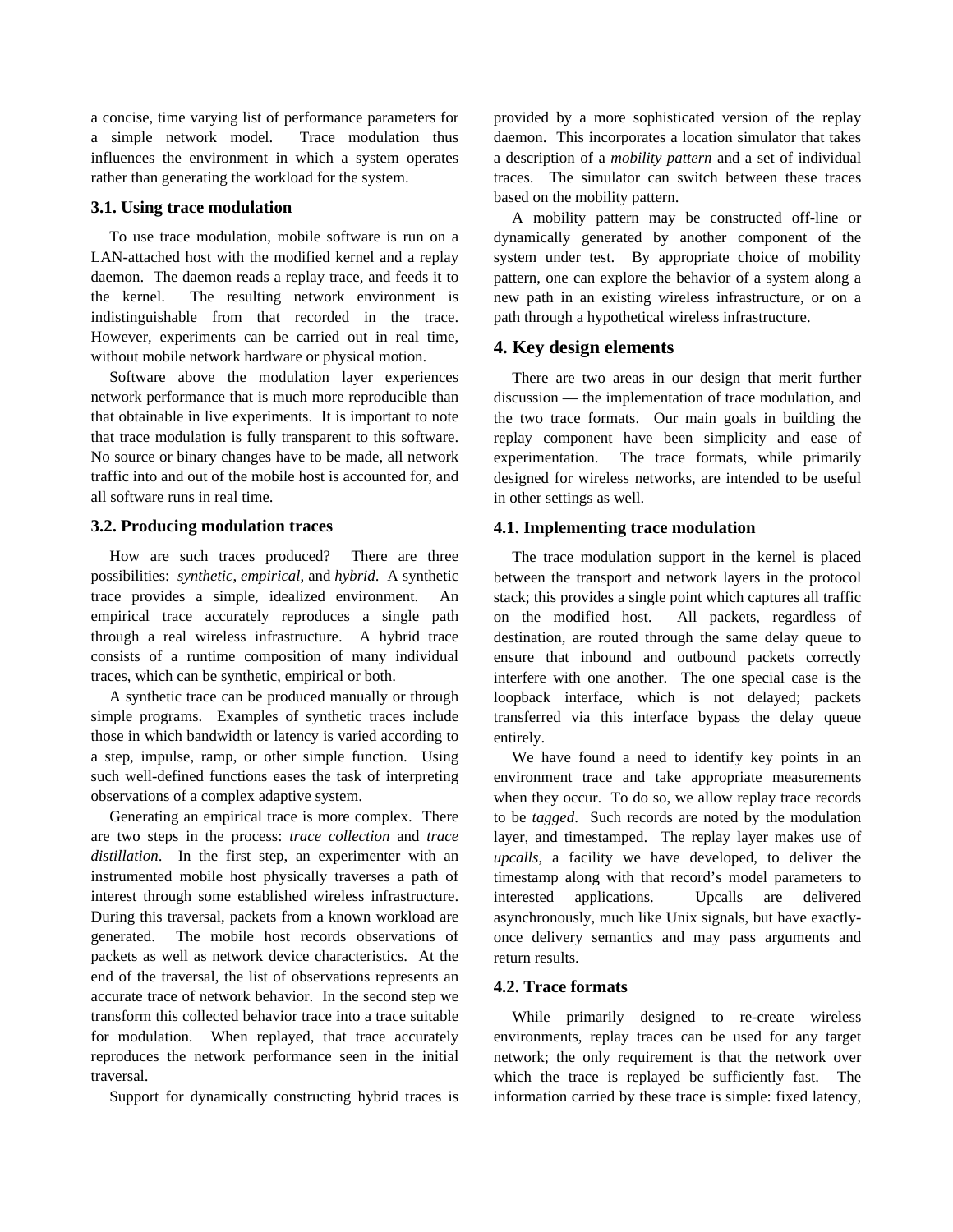a concise, time varying list of performance parameters for a simple network model. Trace modulation thus influences the environment in which a system operates rather than generating the workload for the system.

### 3.1. Using trace modulation

To use trace modulation, mobile software is run on a LAN-attached host with the modified kernel and a replay daemon. The daemon reads a replay trace, and feeds it to the kernel. The resulting network environment is indistinguishable from that recorded in the trace. However, experiments can be carried out in real time, without mobile network hardware or physical motion.

Software above the modulation layer experiences network performance that is much more reproducible than that obtainable in live experiments. It is important to note that trace modulation is fully transparent to this software. No source or binary changes have to be made, all network traffic into and out of the mobile host is accounted for, and all software runs in real time.

### 3.2. Producing modulation traces

How are such traces produced? There are three possibilities: *synthetic*, *empirical*, and *hybrid*. A synthetic trace provides a simple, idealized environment. An empirical trace accurately reproduces a single path through a real wireless infrastructure. A hybrid trace consists of a runtime composition of many individual traces, which can be synthetic, empirical or both.

A synthetic trace can be produced manually or through simple programs. Examples of synthetic traces include those in which bandwidth or latency is varied according to a step, impulse, ramp, or other simple function. Using such well-defined functions eases the task of interpreting observations of a complex adaptive system.

Generating an empirical trace is more complex. There are two steps in the process: *trace collection* and *trace distillation*. In the first step, an experimenter with an instrumented mobile host physically traverses a path of interest through some established wireless infrastructure. During this traversal, packets from a known workload are generated. The mobile host records observations of packets as well as network device characteristics. At the end of the traversal, the list of observations represents an accurate trace of network behavior. In the second step we transform this collected behavior trace into a trace suitable for modulation. When replayed, that trace accurately reproduces the network performance seen in the initial traversal.

Support for dynamically constructing hybrid traces is provided by a more sophisticated version of the replay daemon. This incorporates a location simulator that takes a description of a *mobility pattern* and a set of individual traces. The simulator can switch between these traces based on the mobility pattern.

A mobility pattern may be constructed off-line or dynamically generated by another component of the system under test. By appropriate choice of mobility pattern, one can explore the behavior of a system along a new path in an existing wireless infrastructure, or on a path through a hypothetical wireless infrastructure.

## 4. Key design elements

There are two areas in our design that merit further discussion — the implementation of trace modulation, and the two trace formats. Our main goals in building the replay component have been simplicity and ease of experimentation. The trace formats, while primarily designed for wireless networks, are intended to be useful in other settings as well.

### 4.1. Implementing trace modulation

The trace modulation support in the kernel is placed between the transport and network layers in the protocol stack; this provides a single point which captures all traffic on the modified host. All packets, regardless of destination, are routed through the same delay queue to ensure that inbound and outbound packets correctly interfere with one another. The one special case is the loopback interface, which is not delayed; packets transferred via this interface bypass the delay queue entirely.

We have found a need to identify key points in an environment trace and take appropriate measurements when they occur. To do so, we allow replay trace records to be *tagged*. Such records are noted by the modulation layer, and timestamped. The replay layer makes use of *upcalls*, a facility we have developed, to deliver the timestamp along with that record's model parameters to interested applications. Upcalls are delivered asynchronously, much like Unix signals, but have exactly-once delivery semantics and may pass arguments and return results.

### 4.2. Trace formats

While primarily designed to re-create wireless environments, replay traces can be used for any target network; the only requirement is that the network over which the trace is replayed be sufficiently fast. The information carried by these trace is simple: fixed latency,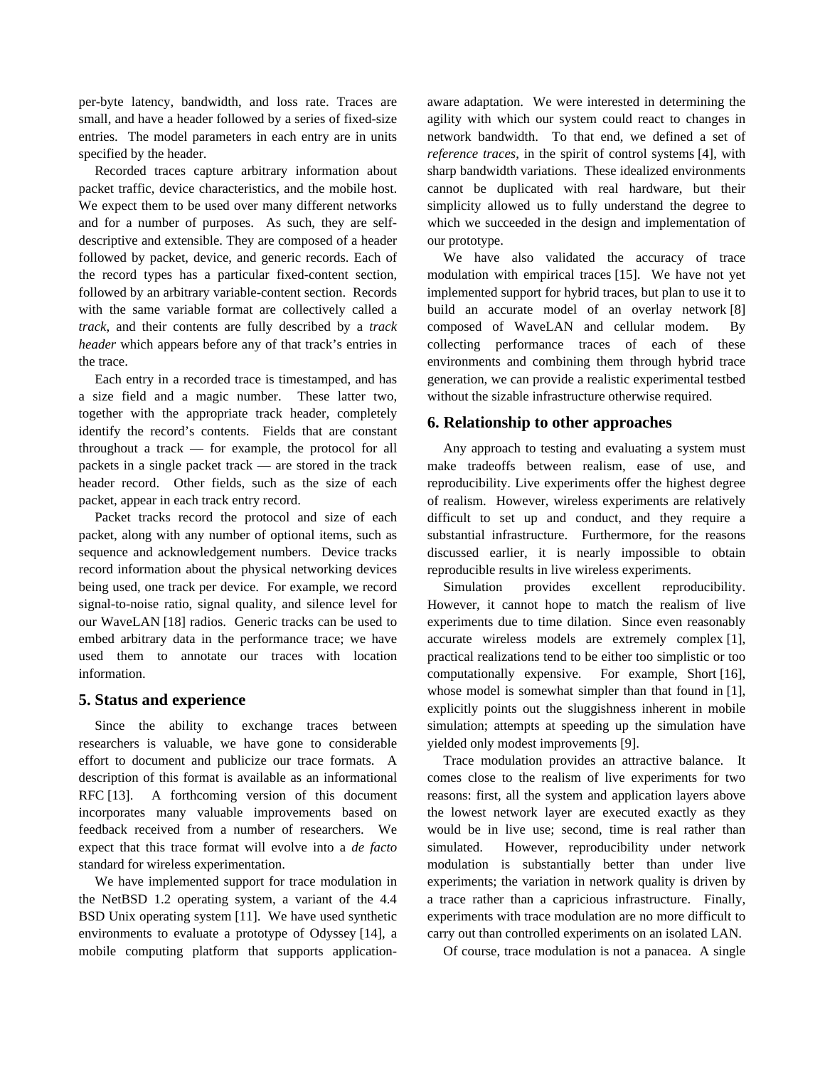per-byte latency, bandwidth, and loss rate. Traces are small, and have a header followed by a series of fixed-size entries. The model parameters in each entry are in units specified by the header.

Recorded traces capture arbitrary information about packet traffic, device characteristics, and the mobile host. We expect them to be used over many different networks and for a number of purposes. As such, they are self-descriptive and extensible. They are composed of a header followed by packet, device, and generic records. Each of the record types has a particular fixed-content section, followed by an arbitrary variable-content section. Records with the same variable format are collectively called a *track*, and their contents are fully described by a *track header* which appears before any of that track's entries in the trace.

Each entry in a recorded trace is timestamped, and has a size field and a magic number. These latter two, together with the appropriate track header, completely identify the record's contents. Fields that are constant throughout a track — for example, the protocol for all packets in a single packet track — are stored in the track header record. Other fields, such as the size of each packet, appear in each track entry record.

Packet tracks record the protocol and size of each packet, along with any number of optional items, such as sequence and acknowledgement numbers. Device tracks record information about the physical networking devices being used, one track per device. For example, we record signal-to-noise ratio, signal quality, and silence level for our WaveLAN [18] radios. Generic tracks can be used to embed arbitrary data in the performance trace; we have used them to annotate our traces with location information.

## 5. Status and experience

Since the ability to exchange traces between researchers is valuable, we have gone to considerable effort to document and publicize our trace formats. A description of this format is available as an informational RFC [13]. A forthcoming version of this document incorporates many valuable improvements based on feedback received from a number of researchers. We expect that this trace format will evolve into a *de facto* standard for wireless experimentation.

We have implemented support for trace modulation in the NetBSD 1.2 operating system, a variant of the 4.4 BSD Unix operating system [11]. We have used synthetic environments to evaluate a prototype of Odyssey [14], a mobile computing platform that supports application-aware adaptation. We were interested in determining the agility with which our system could react to changes in network bandwidth. To that end, we defined a set of *reference traces*, in the spirit of control systems [4], with sharp bandwidth variations. These idealized environments cannot be duplicated with real hardware, but their simplicity allowed us to fully understand the degree to which we succeeded in the design and implementation of our prototype.

We have also validated the accuracy of trace modulation with empirical traces [15]. We have not yet implemented support for hybrid traces, but plan to use it to build an accurate model of an overlay network [8] composed of WaveLAN and cellular modem. By collecting performance traces of each of these environments and combining them through hybrid trace generation, we can provide a realistic experimental testbed without the sizable infrastructure otherwise required.

## 6. Relationship to other approaches

Any approach to testing and evaluating a system must make tradeoffs between realism, ease of use, and reproducibility. Live experiments offer the highest degree of realism. However, wireless experiments are relatively difficult to set up and conduct, and they require a substantial infrastructure. Furthermore, for the reasons discussed earlier, it is nearly impossible to obtain reproducible results in live wireless experiments.

Simulation provides excellent reproducibility. However, it cannot hope to match the realism of live experiments due to time dilation. Since even reasonably accurate wireless models are extremely complex [1], practical realizations tend to be either too simplistic or too computationally expensive. For example, Short [16], whose model is somewhat simpler than that found in [1], explicitly points out the sluggishness inherent in mobile simulation; attempts at speeding up the simulation have yielded only modest improvements [9].

Trace modulation provides an attractive balance. It comes close to the realism of live experiments for two reasons: first, all the system and application layers above the lowest network layer are executed exactly as they would be in live use; second, time is real rather than simulated. However, reproducibility under network modulation is substantially better than under live experiments; the variation in network quality is driven by a trace rather than a capricious infrastructure. Finally, experiments with trace modulation are no more difficult to carry out than controlled experiments on an isolated LAN.

Of course, trace modulation is not a panacea. A single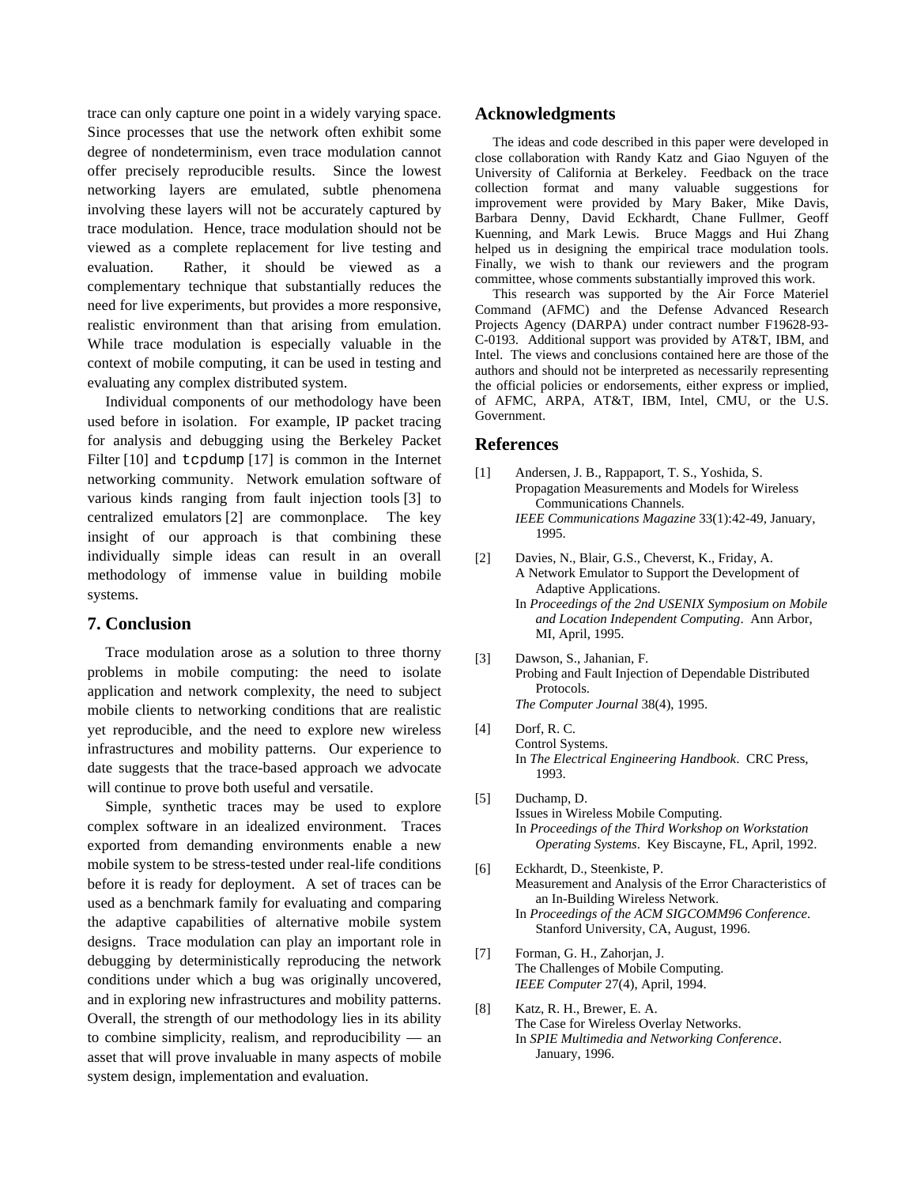trace can only capture one point in a widely varying space. Since processes that use the network often exhibit some degree of nondeterminism, even trace modulation cannot offer precisely reproducible results. Since the lowest networking layers are emulated, subtle phenomena involving these layers will not be accurately captured by trace modulation. Hence, trace modulation should not be viewed as a complete replacement for live testing and evaluation. Rather, it should be viewed as a complementary technique that substantially reduces the need for live experiments, but provides a more responsive, realistic environment than that arising from emulation. While trace modulation is especially valuable in the context of mobile computing, it can be used in testing and evaluating any complex distributed system.

Individual components of our methodology have been used before in isolation. For example, IP packet tracing for analysis and debugging using the Berkeley Packet Filter [10] and `tcpdump` [17] is common in the Internet networking community. Network emulation software of various kinds ranging from fault injection tools [3] to centralized emulators [2] are commonplace. The key insight of our approach is that combining these individually simple ideas can result in an overall methodology of immense value in building mobile systems.

## 7. Conclusion

Trace modulation arose as a solution to three thorny problems in mobile computing: the need to isolate application and network complexity, the need to subject mobile clients to networking conditions that are realistic yet reproducible, and the need to explore new wireless infrastructures and mobility patterns. Our experience to date suggests that the trace-based approach we advocate will continue to prove both useful and versatile.

Simple, synthetic traces may be used to explore complex software in an idealized environment. Traces exported from demanding environments enable a new mobile system to be stress-tested under real-life conditions before it is ready for deployment. A set of traces can be used as a benchmark family for evaluating and comparing the adaptive capabilities of alternative mobile system designs. Trace modulation can play an important role in debugging by deterministically reproducing the network conditions under which a bug was originally uncovered, and in exploring new infrastructures and mobility patterns. Overall, the strength of our methodology lies in its ability to combine simplicity, realism, and reproducibility — an asset that will prove invaluable in many aspects of mobile system design, implementation and evaluation.

## Acknowledgments

The ideas and code described in this paper were developed in close collaboration with Randy Katz and Giao Nguyen of the University of California at Berkeley. Feedback on the trace collection format and many valuable suggestions for improvement were provided by Mary Baker, Mike Davis, Barbara Denny, David Eckhardt, Chane Fullmer, Geoff Kuenning, and Mark Lewis. Bruce Maggs and Hui Zhang helped us in designing the empirical trace modulation tools. Finally, we wish to thank our reviewers and the program committee, whose comments substantially improved this work.

This research was supported by the Air Force Materiel Command (AFMC) and the Defense Advanced Research Projects Agency (DARPA) under contract number F19628-93-C-0193. Additional support was provided by AT&T, IBM, and Intel. The views and conclusions contained here are those of the authors and should not be interpreted as necessarily representing the official policies or endorsements, either express or implied, of AFMC, ARPA, AT&T, IBM, Intel, CMU, or the U.S. Government.

## References

[1] Andersen, J. B., Rappaport, T. S., Yoshida, S.
Propagation Measurements and Models for Wireless Communications Channels.
*IEEE Communications Magazine* 33(1):42-49, January, 1995.

[2] Davies, N., Blair, G.S., Cheverst, K., Friday, A.
A Network Emulator to Support the Development of Adaptive Applications.
In *Proceedings of the 2nd USENIX Symposium on Mobile and Location Independent Computing*. Ann Arbor, MI, April, 1995.

[3] Dawson, S., Jahanian, F.
Probing and Fault Injection of Dependable Distributed Protocols.
*The Computer Journal* 38(4), 1995.

[4] Dorf, R. C.
Control Systems.
In *The Electrical Engineering Handbook*. CRC Press, 1993.

[5] Duchamp, D.
Issues in Wireless Mobile Computing.
In *Proceedings of the Third Workshop on Workstation Operating Systems*. Key Biscayne, FL, April, 1992.

[6] Eckhardt, D., Steenkiste, P.
Measurement and Analysis of the Error Characteristics of an In-Building Wireless Network.
In *Proceedings of the ACM SIGCOMM96 Conference*. Stanford University, CA, August, 1996.

[7] Forman, G. H., Zahorjan, J.
The Challenges of Mobile Computing.
*IEEE Computer* 27(4), April, 1994.

[8] Katz, R. H., Brewer, E. A.
The Case for Wireless Overlay Networks.
In *SPIE Multimedia and Networking Conference*. January, 1996.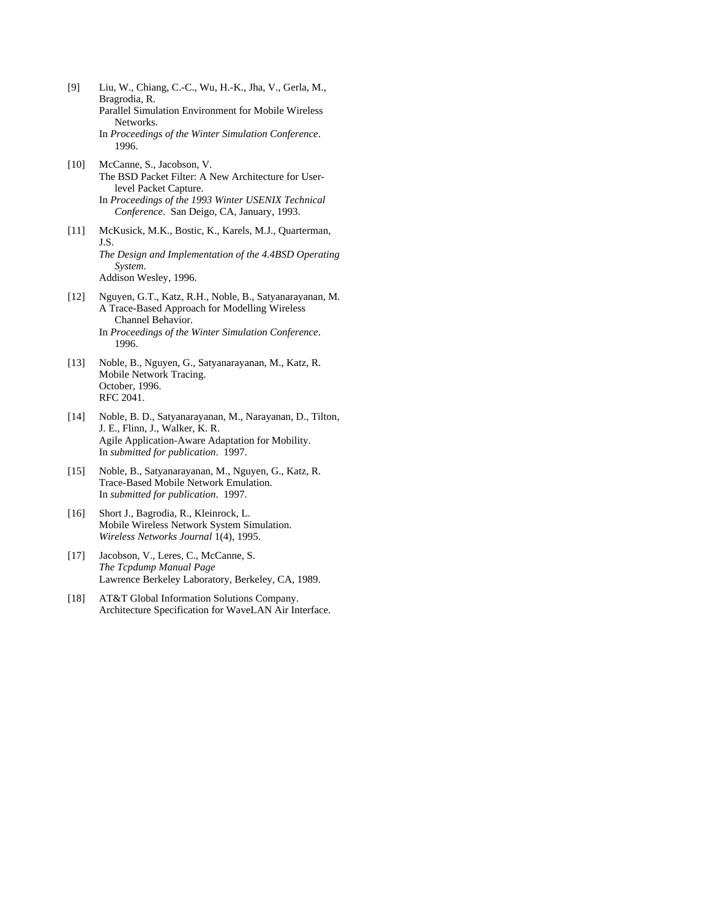[9] Liu, W., Chiang, C.-C., Wu, H.-K., Jha, V., Gerla, M., Bragrodia, R.
Parallel Simulation Environment for Mobile Wireless Networks.
In *Proceedings of the Winter Simulation Conference*. 1996.

[10] McCanne, S., Jacobson, V.
The BSD Packet Filter: A New Architecture for User-level Packet Capture.
In *Proceedings of the 1993 Winter USENIX Technical Conference*. San Deigo, CA, January, 1993.

[11] McKusick, M.K., Bostic, K., Karels, M.J., Quarterman, J.S.
*The Design and Implementation of the 4.4BSD Operating System.*
Addison Wesley, 1996.

[12] Nguyen, G.T., Katz, R.H., Noble, B., Satyanarayanan, M.
A Trace-Based Approach for Modelling Wireless Channel Behavior.
In *Proceedings of the Winter Simulation Conference*. 1996.

[13] Noble, B., Nguyen, G., Satyanarayanan, M., Katz, R.
Mobile Network Tracing.
October, 1996.
RFC 2041.

[14] Noble, B. D., Satyanarayanan, M., Narayanan, D., Tilton, J. E., Flinn, J., Walker, K. R.
Agile Application-Aware Adaptation for Mobility.
In *submitted for publication*. 1997.

[15] Noble, B., Satyanarayanan, M., Nguyen, G., Katz, R.
Trace-Based Mobile Network Emulation.
In *submitted for publication*. 1997.

[16] Short J., Bagrodia, R., Kleinrock, L.
Mobile Wireless Network System Simulation.
*Wireless Networks Journal* 1(4), 1995.

[17] Jacobson, V., Leres, C., McCanne, S.
*The Tcpdump Manual Page*
Lawrence Berkeley Laboratory, Berkeley, CA, 1989.

[18] AT&T Global Information Solutions Company.
Architecture Specification for WaveLAN Air Interface.